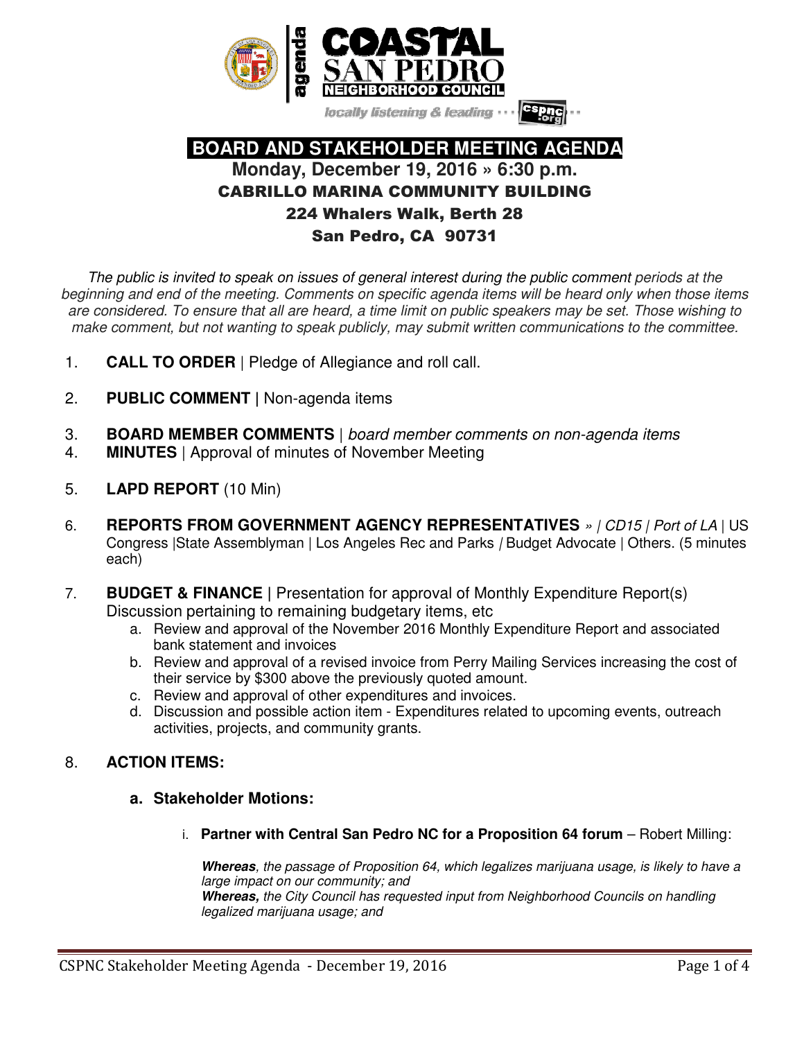# BOARD AND STAKEHOLDER MEETING AGENDA

**Monday, December 19, 2016 » 6:30 p.m.**

**CABRILLO MARINA COMMUNITY BUILDING**
**224 Whalers Walk, Berth 28**
**San Pedro, CA 90731**

*The public is invited to speak on issues of general interest during the public comment periods at the beginning and end of the meeting. Comments on specific agenda items will be heard only when those items are considered. To ensure that all are heard, a time limit on public speakers may be set. Those wishing to make comment, but not wanting to speak publicly, may submit written communications to the committee.*

1. **CALL TO ORDER** | Pledge of Allegiance and roll call.

2. **PUBLIC COMMENT |** Non-agenda items

3. **BOARD MEMBER COMMENTS** | *board member comments on non-agenda items*
4. **MINUTES** | Approval of minutes of November Meeting

5. **LAPD REPORT** (10 Min)

6. **REPORTS FROM GOVERNMENT AGENCY REPRESENTATIVES** *» | CD15 | Port of LA* | US Congress |State Assemblyman | Los Angeles Rec and Parks / Budget Advocate | Others. (5 minutes each)

7. **BUDGET & FINANCE |** Presentation for approval of Monthly Expenditure Report(s) Discussion pertaining to remaining budgetary items, etc
   a. Review and approval of the November 2016 Monthly Expenditure Report and associated bank statement and invoices
   b. Review and approval of a revised invoice from Perry Mailing Services increasing the cost of their service by $300 above the previously quoted amount.
   c. Review and approval of other expenditures and invoices.
   d. Discussion and possible action item - Expenditures related to upcoming events, outreach activities, projects, and community grants.

8. **ACTION ITEMS:**

   **a. Stakeholder Motions:**

      i. **Partner with Central San Pedro NC for a Proposition 64 forum** – Robert Milling:

      ***Whereas****, the passage of Proposition 64, which legalizes marijuana usage, is likely to have a large impact on our community; and*
      ***Whereas,*** *the City Council has requested input from Neighborhood Councils on handling legalized marijuana usage; and*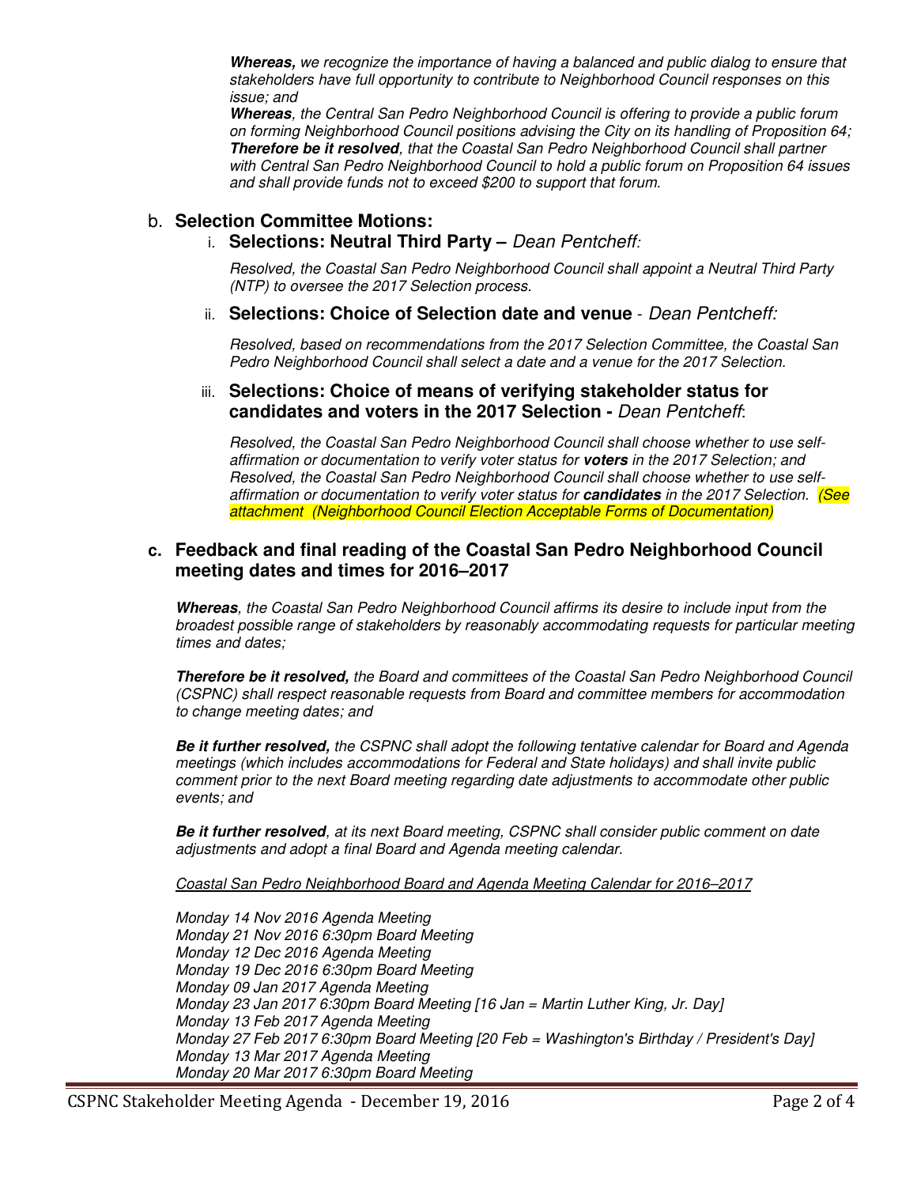***Whereas,*** *we recognize the importance of having a balanced and public dialog to ensure that stakeholders have full opportunity to contribute to Neighborhood Council responses on this issue; and*

***Whereas****, the Central San Pedro Neighborhood Council is offering to provide a public forum on forming Neighborhood Council positions advising the City on its handling of Proposition 64;*
***Therefore be it resolved****, that the Coastal San Pedro Neighborhood Council shall partner with Central San Pedro Neighborhood Council to hold a public forum on Proposition 64 issues and shall provide funds not to exceed $200 to support that forum.*

b. **Selection Committee Motions:**

i. **Selections: Neutral Third Party –** *Dean Pentcheff:*

*Resolved, the Coastal San Pedro Neighborhood Council shall appoint a Neutral Third Party (NTP) to oversee the 2017 Selection process.*

ii. **Selections: Choice of Selection date and venue** - *Dean Pentcheff:*

*Resolved, based on recommendations from the 2017 Selection Committee, the Coastal San Pedro Neighborhood Council shall select a date and a venue for the 2017 Selection.*

iii. **Selections: Choice of means of verifying stakeholder status for candidates and voters in the 2017 Selection -** *Dean Pentcheff*:

*Resolved, the Coastal San Pedro Neighborhood Council shall choose whether to use self-affirmation or documentation to verify voter status for* ***voters*** *in the 2017 Selection; and Resolved, the Coastal San Pedro Neighborhood Council shall choose whether to use self-affirmation or documentation to verify voter status for* ***candidates*** *in the 2017 Selection.* *(See attachment (Neighborhood Council Election Acceptable Forms of Documentation)*

**c. Feedback and final reading of the Coastal San Pedro Neighborhood Council meeting dates and times for 2016–2017**

***Whereas****, the Coastal San Pedro Neighborhood Council affirms its desire to include input from the broadest possible range of stakeholders by reasonably accommodating requests for particular meeting times and dates;*

***Therefore be it resolved,*** *the Board and committees of the Coastal San Pedro Neighborhood Council (CSPNC) shall respect reasonable requests from Board and committee members for accommodation to change meeting dates; and*

***Be it further resolved,*** *the CSPNC shall adopt the following tentative calendar for Board and Agenda meetings (which includes accommodations for Federal and State holidays) and shall invite public comment prior to the next Board meeting regarding date adjustments to accommodate other public events; and*

***Be it further resolved****, at its next Board meeting, CSPNC shall consider public comment on date adjustments and adopt a final Board and Agenda meeting calendar.*

*<u>Coastal San Pedro Neighborhood Board and Agenda Meeting Calendar for 2016–2017</u>*

*Monday 14 Nov 2016 Agenda Meeting*
*Monday 21 Nov 2016 6:30pm Board Meeting*
*Monday 12 Dec 2016 Agenda Meeting*
*Monday 19 Dec 2016 6:30pm Board Meeting*
*Monday 09 Jan 2017 Agenda Meeting*
*Monday 23 Jan 2017 6:30pm Board Meeting [16 Jan = Martin Luther King, Jr. Day]*
*Monday 13 Feb 2017 Agenda Meeting*
*Monday 27 Feb 2017 6:30pm Board Meeting [20 Feb = Washington's Birthday / President's Day]*
*Monday 13 Mar 2017 Agenda Meeting*
*Monday 20 Mar 2017 6:30pm Board Meeting*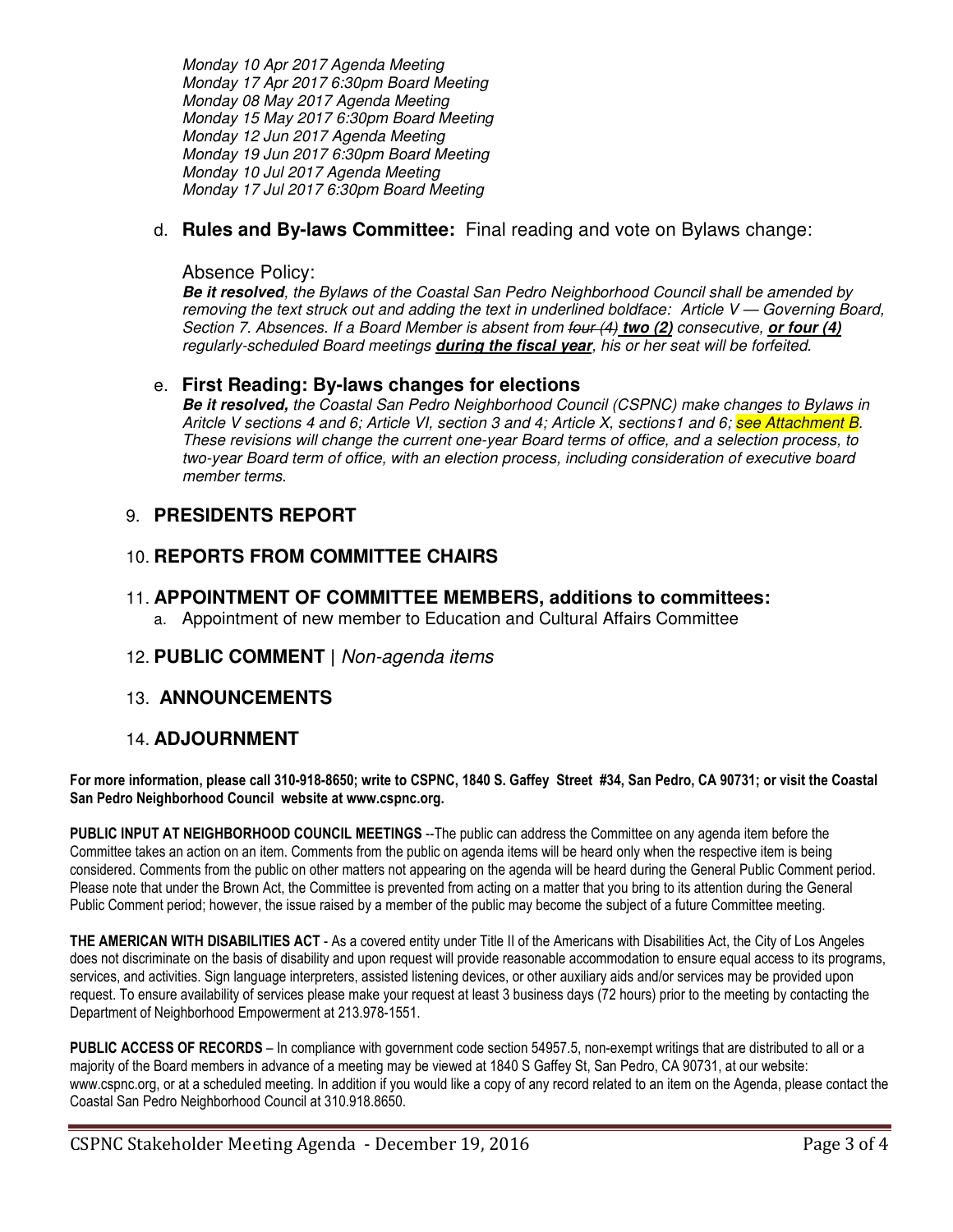*Monday 10 Apr 2017 Agenda Meeting*
*Monday 17 Apr 2017 6:30pm Board Meeting*
*Monday 08 May 2017 Agenda Meeting*
*Monday 15 May 2017 6:30pm Board Meeting*
*Monday 12 Jun 2017 Agenda Meeting*
*Monday 19 Jun 2017 6:30pm Board Meeting*
*Monday 10 Jul 2017 Agenda Meeting*
*Monday 17 Jul 2017 6:30pm Board Meeting*

d. **Rules and By-laws Committee:** Final reading and vote on Bylaws change:

Absence Policy:
***Be it resolved****, the Bylaws of the Coastal San Pedro Neighborhood Council shall be amended by removing the text struck out and adding the text in underlined boldface: Article V — Governing Board, Section 7. Absences. If a Board Member is absent from ~~four (4)~~* ***<u>two (2)</u>*** *consecutive,* ***<u>or four (4)</u>*** *regularly-scheduled Board meetings* ***<u>during the fiscal year</u>****, his or her seat will be forfeited.*

e. **First Reading: By-laws changes for elections**
***Be it resolved,*** *the Coastal San Pedro Neighborhood Council (CSPNC) make changes to Bylaws in Aritcle V sections 4 and 6; Article VI, section 3 and 4; Article X, sections1 and 6; see Attachment B. These revisions will change the current one-year Board terms of office, and a selection process, to two-year Board term of office, with an election process, including consideration of executive board member terms.*

## 9. PRESIDENTS REPORT

## 10. REPORTS FROM COMMITTEE CHAIRS

## 11. APPOINTMENT OF COMMITTEE MEMBERS, additions to committees:

a. Appointment of new member to Education and Cultural Affairs Committee

## 12. PUBLIC COMMENT | *Non-agenda items*

## 13. ANNOUNCEMENTS

## 14. ADJOURNMENT

**For more information, please call 310-918-8650; write to CSPNC, 1840 S. Gaffey Street #34, San Pedro, CA 90731; or visit the Coastal San Pedro Neighborhood Council website at www.cspnc.org.**

**PUBLIC INPUT AT NEIGHBORHOOD COUNCIL MEETINGS** --The public can address the Committee on any agenda item before the Committee takes an action on an item. Comments from the public on agenda items will be heard only when the respective item is being considered. Comments from the public on other matters not appearing on the agenda will be heard during the General Public Comment period. Please note that under the Brown Act, the Committee is prevented from acting on a matter that you bring to its attention during the General Public Comment period; however, the issue raised by a member of the public may become the subject of a future Committee meeting.

**THE AMERICAN WITH DISABILITIES ACT** - As a covered entity under Title II of the Americans with Disabilities Act, the City of Los Angeles does not discriminate on the basis of disability and upon request will provide reasonable accommodation to ensure equal access to its programs, services, and activities. Sign language interpreters, assisted listening devices, or other auxiliary aids and/or services may be provided upon request. To ensure availability of services please make your request at least 3 business days (72 hours) prior to the meeting by contacting the Department of Neighborhood Empowerment at 213.978-1551.

**PUBLIC ACCESS OF RECORDS** – In compliance with government code section 54957.5, non-exempt writings that are distributed to all or a majority of the Board members in advance of a meeting may be viewed at 1840 S Gaffey St, San Pedro, CA 90731, at our website: www.cspnc.org, or at a scheduled meeting. In addition if you would like a copy of any record related to an item on the Agenda, please contact the Coastal San Pedro Neighborhood Council at 310.918.8650.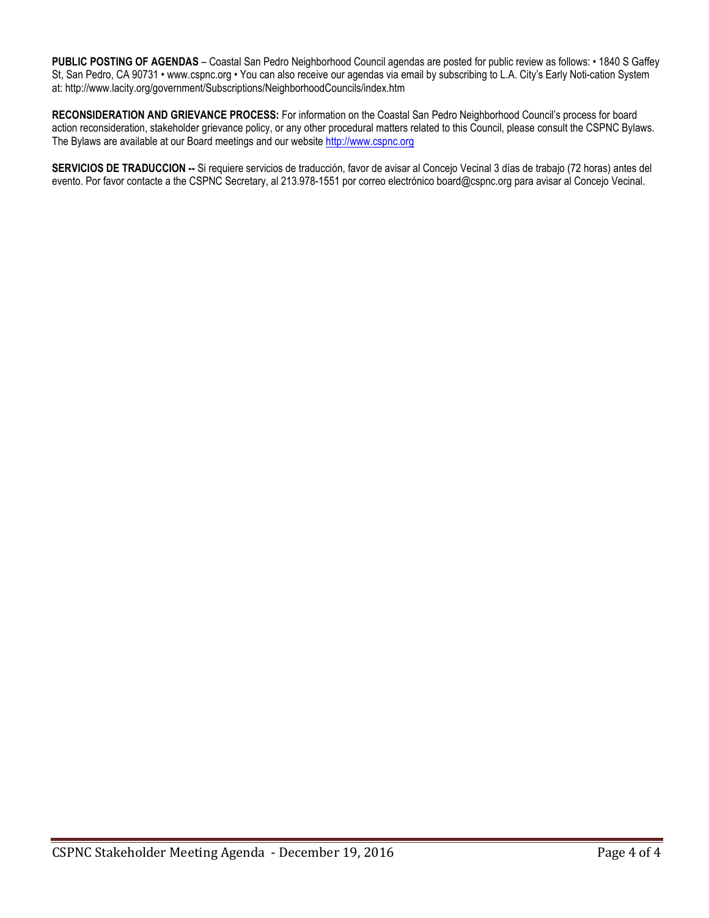**PUBLIC POSTING OF AGENDAS** – Coastal San Pedro Neighborhood Council agendas are posted for public review as follows: • 1840 S Gaffey St, San Pedro, CA 90731 • www.cspnc.org • You can also receive our agendas via email by subscribing to L.A. City's Early Noti-cation System at: http://www.lacity.org/government/Subscriptions/NeighborhoodCouncils/index.htm

**RECONSIDERATION AND GRIEVANCE PROCESS:** For information on the Coastal San Pedro Neighborhood Council's process for board action reconsideration, stakeholder grievance policy, or any other procedural matters related to this Council, please consult the CSPNC Bylaws. The Bylaws are available at our Board meetings and our website http://www.cspnc.org

**SERVICIOS DE TRADUCCION --** Si requiere servicios de traducción, favor de avisar al Concejo Vecinal 3 días de trabajo (72 horas) antes del evento. Por favor contacte a the CSPNC Secretary, al 213.978-1551 por correo electrónico board@cspnc.org para avisar al Concejo Vecinal.